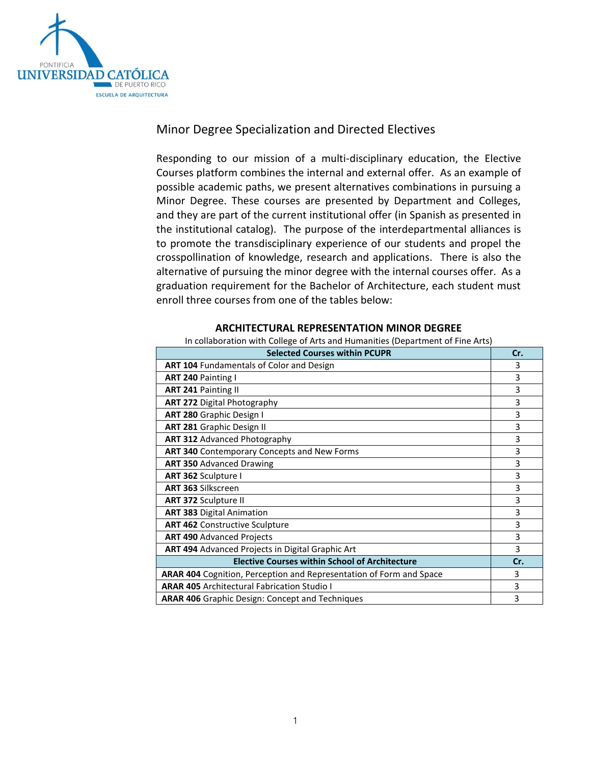## Minor Degree Specialization and Directed Electives

Responding to our mission of a multi-disciplinary education, the Elective Courses platform combines the internal and external offer. As an example of possible academic paths, we present alternatives combinations in pursuing a Minor Degree. These courses are presented by Department and Colleges, and they are part of the current institutional offer (in Spanish as presented in the institutional catalog). The purpose of the interdepartmental alliances is to promote the transdisciplinary experience of our students and propel the crosspollination of knowledge, research and applications. There is also the alternative of pursuing the minor degree with the internal courses offer. As a graduation requirement for the Bachelor of Architecture, each student must enroll three courses from one of the tables below:

### ARCHITECTURAL REPRESENTATION MINOR DEGREE

In collaboration with College of Arts and Humanities (Department of Fine Arts)

| Selected Courses within PCUPR | Cr. |
|---|---|
| **ART 104** Fundamentals of Color and Design | 3 |
| **ART 240** Painting I | 3 |
| **ART 241** Painting II | 3 |
| **ART 272** Digital Photography | 3 |
| **ART 280** Graphic Design I | 3 |
| **ART 281** Graphic Design II | 3 |
| **ART 312** Advanced Photography | 3 |
| **ART 340** Contemporary Concepts and New Forms | 3 |
| **ART 350** Advanced Drawing | 3 |
| **ART 362** Sculpture I | 3 |
| **ART 363** Silkscreen | 3 |
| **ART 372** Sculpture II | 3 |
| **ART 383** Digital Animation | 3 |
| **ART 462** Constructive Sculpture | 3 |
| **ART 490** Advanced Projects | 3 |
| **ART 494** Advanced Projects in Digital Graphic Art | 3 |
| **Elective Courses within School of Architecture** | **Cr.** |
| **ARAR 404** Cognition, Perception and Representation of Form and Space | 3 |
| **ARAR 405** Architectural Fabrication Studio I | 3 |
| **ARAR 406** Graphic Design: Concept and Techniques | 3 |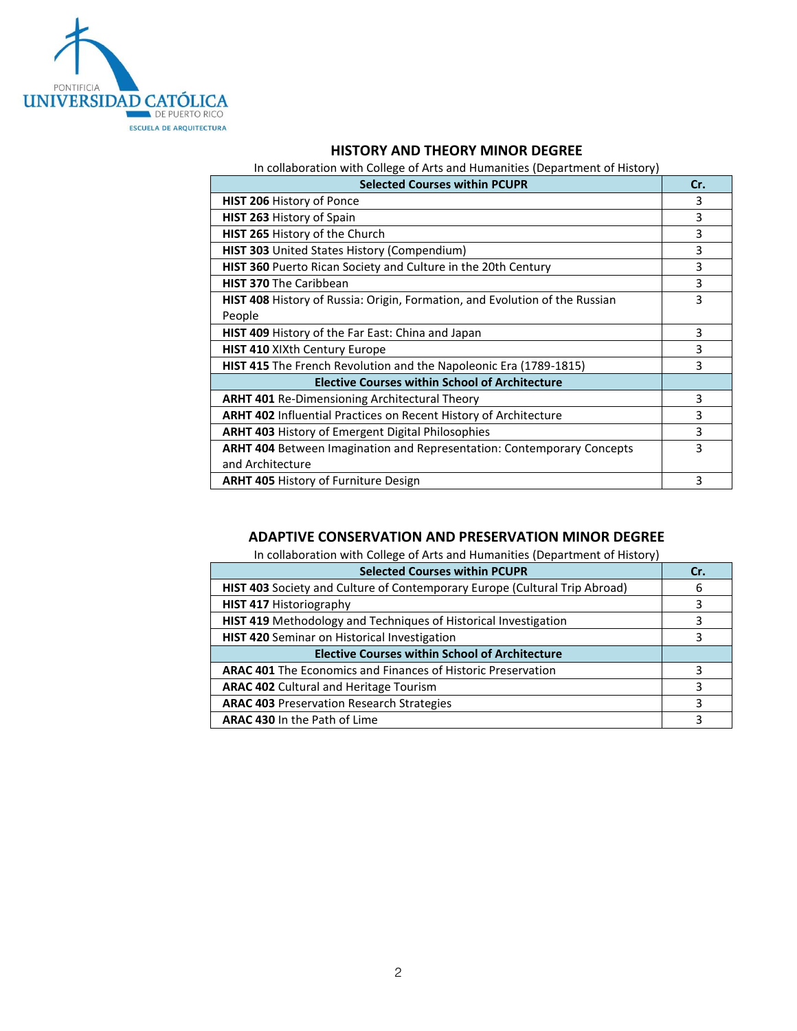## HISTORY AND THEORY MINOR DEGREE

In collaboration with College of Arts and Humanities (Department of History)

| Selected Courses within PCUPR | Cr. |
|---|---|
| **HIST 206** History of Ponce | 3 |
| **HIST 263** History of Spain | 3 |
| **HIST 265** History of the Church | 3 |
| **HIST 303** United States History (Compendium) | 3 |
| **HIST 360** Puerto Rican Society and Culture in the 20th Century | 3 |
| **HIST 370** The Caribbean | 3 |
| **HIST 408** History of Russia: Origin, Formation, and Evolution of the Russian People | 3 |
| **HIST 409** History of the Far East: China and Japan | 3 |
| **HIST 410** XIXth Century Europe | 3 |
| **HIST 415** The French Revolution and the Napoleonic Era (1789-1815) | 3 |
| **Elective Courses within School of Architecture** | |
| **ARHT 401** Re-Dimensioning Architectural Theory | 3 |
| **ARHT 402** Influential Practices on Recent History of Architecture | 3 |
| **ARHT 403** History of Emergent Digital Philosophies | 3 |
| **ARHT 404** Between Imagination and Representation: Contemporary Concepts and Architecture | 3 |
| **ARHT 405** History of Furniture Design | 3 |

## ADAPTIVE CONSERVATION AND PRESERVATION MINOR DEGREE

In collaboration with College of Arts and Humanities (Department of History)

| Selected Courses within PCUPR | Cr. |
|---|---|
| **HIST 403** Society and Culture of Contemporary Europe (Cultural Trip Abroad) | 6 |
| **HIST 417** Historiography | 3 |
| **HIST 419** Methodology and Techniques of Historical Investigation | 3 |
| **HIST 420** Seminar on Historical Investigation | 3 |
| **Elective Courses within School of Architecture** | |
| **ARAC 401** The Economics and Finances of Historic Preservation | 3 |
| **ARAC 402** Cultural and Heritage Tourism | 3 |
| **ARAC 403** Preservation Research Strategies | 3 |
| **ARAC 430** In the Path of Lime | 3 |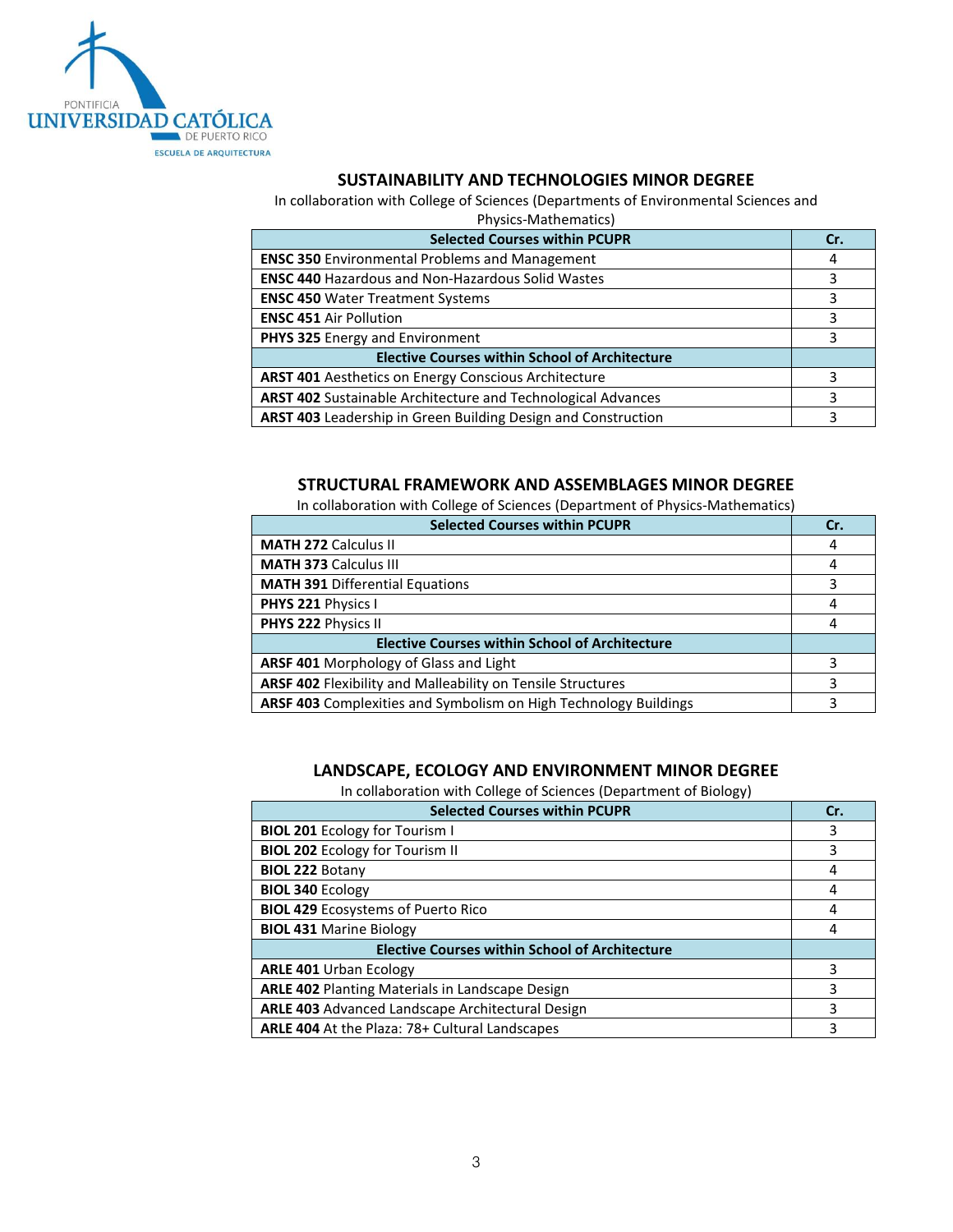## SUSTAINABILITY AND TECHNOLOGIES MINOR DEGREE

In collaboration with College of Sciences (Departments of Environmental Sciences and Physics-Mathematics)

| Selected Courses within PCUPR | Cr. |
|---|---|
| **ENSC 350** Environmental Problems and Management | 4 |
| **ENSC 440** Hazardous and Non-Hazardous Solid Wastes | 3 |
| **ENSC 450** Water Treatment Systems | 3 |
| **ENSC 451** Air Pollution | 3 |
| **PHYS 325** Energy and Environment | 3 |
| **Elective Courses within School of Architecture** | |
| **ARST 401** Aesthetics on Energy Conscious Architecture | 3 |
| **ARST 402** Sustainable Architecture and Technological Advances | 3 |
| **ARST 403** Leadership in Green Building Design and Construction | 3 |

## STRUCTURAL FRAMEWORK AND ASSEMBLAGES MINOR DEGREE

In collaboration with College of Sciences (Department of Physics-Mathematics)

| Selected Courses within PCUPR | Cr. |
|---|---|
| **MATH 272** Calculus II | 4 |
| **MATH 373** Calculus III | 4 |
| **MATH 391** Differential Equations | 3 |
| **PHYS 221** Physics I | 4 |
| **PHYS 222** Physics II | 4 |
| **Elective Courses within School of Architecture** | |
| **ARSF 401** Morphology of Glass and Light | 3 |
| **ARSF 402** Flexibility and Malleability on Tensile Structures | 3 |
| **ARSF 403** Complexities and Symbolism on High Technology Buildings | 3 |

## LANDSCAPE, ECOLOGY AND ENVIRONMENT MINOR DEGREE

In collaboration with College of Sciences (Department of Biology)

| Selected Courses within PCUPR | Cr. |
|---|---|
| **BIOL 201** Ecology for Tourism I | 3 |
| **BIOL 202** Ecology for Tourism II | 3 |
| **BIOL 222** Botany | 4 |
| **BIOL 340** Ecology | 4 |
| **BIOL 429** Ecosystems of Puerto Rico | 4 |
| **BIOL 431** Marine Biology | 4 |
| **Elective Courses within School of Architecture** | |
| **ARLE 401** Urban Ecology | 3 |
| **ARLE 402** Planting Materials in Landscape Design | 3 |
| **ARLE 403** Advanced Landscape Architectural Design | 3 |
| **ARLE 404** At the Plaza: 78+ Cultural Landscapes | 3 |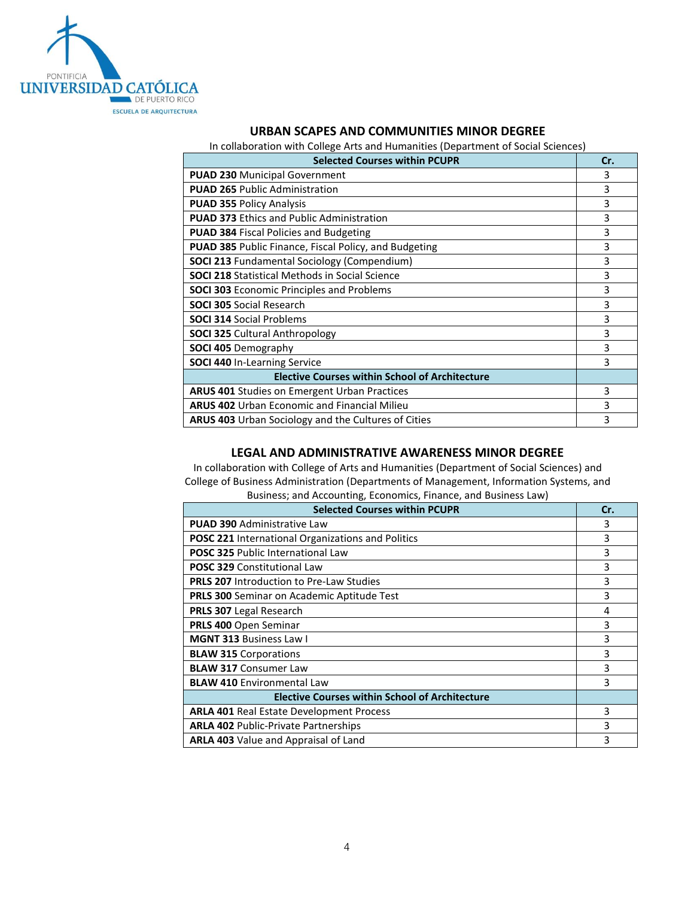## URBAN SCAPES AND COMMUNITIES MINOR DEGREE

In collaboration with College Arts and Humanities (Department of Social Sciences)

| Selected Courses within PCUPR | Cr. |
|---|---|
| **PUAD 230** Municipal Government | 3 |
| **PUAD 265** Public Administration | 3 |
| **PUAD 355** Policy Analysis | 3 |
| **PUAD 373** Ethics and Public Administration | 3 |
| **PUAD 384** Fiscal Policies and Budgeting | 3 |
| **PUAD 385** Public Finance, Fiscal Policy, and Budgeting | 3 |
| **SOCI 213** Fundamental Sociology (Compendium) | 3 |
| **SOCI 218** Statistical Methods in Social Science | 3 |
| **SOCI 303** Economic Principles and Problems | 3 |
| **SOCI 305** Social Research | 3 |
| **SOCI 314** Social Problems | 3 |
| **SOCI 325** Cultural Anthropology | 3 |
| **SOCI 405** Demography | 3 |
| **SOCI 440** In-Learning Service | 3 |
| **Elective Courses within School of Architecture** | |
| **ARUS 401** Studies on Emergent Urban Practices | 3 |
| **ARUS 402** Urban Economic and Financial Milieu | 3 |
| **ARUS 403** Urban Sociology and the Cultures of Cities | 3 |

## LEGAL AND ADMINISTRATIVE AWARENESS MINOR DEGREE

In collaboration with College of Arts and Humanities (Department of Social Sciences) and College of Business Administration (Departments of Management, Information Systems, and Business; and Accounting, Economics, Finance, and Business Law)

| Selected Courses within PCUPR | Cr. |
|---|---|
| **PUAD 390** Administrative Law | 3 |
| **POSC 221** International Organizations and Politics | 3 |
| **POSC 325** Public International Law | 3 |
| **POSC 329** Constitutional Law | 3 |
| **PRLS 207** Introduction to Pre-Law Studies | 3 |
| **PRLS 300** Seminar on Academic Aptitude Test | 3 |
| **PRLS 307** Legal Research | 4 |
| **PRLS 400** Open Seminar | 3 |
| **MGNT 313** Business Law I | 3 |
| **BLAW 315** Corporations | 3 |
| **BLAW 317** Consumer Law | 3 |
| **BLAW 410** Environmental Law | 3 |
| **Elective Courses within School of Architecture** | |
| **ARLA 401** Real Estate Development Process | 3 |
| **ARLA 402** Public-Private Partnerships | 3 |
| **ARLA 403** Value and Appraisal of Land | 3 |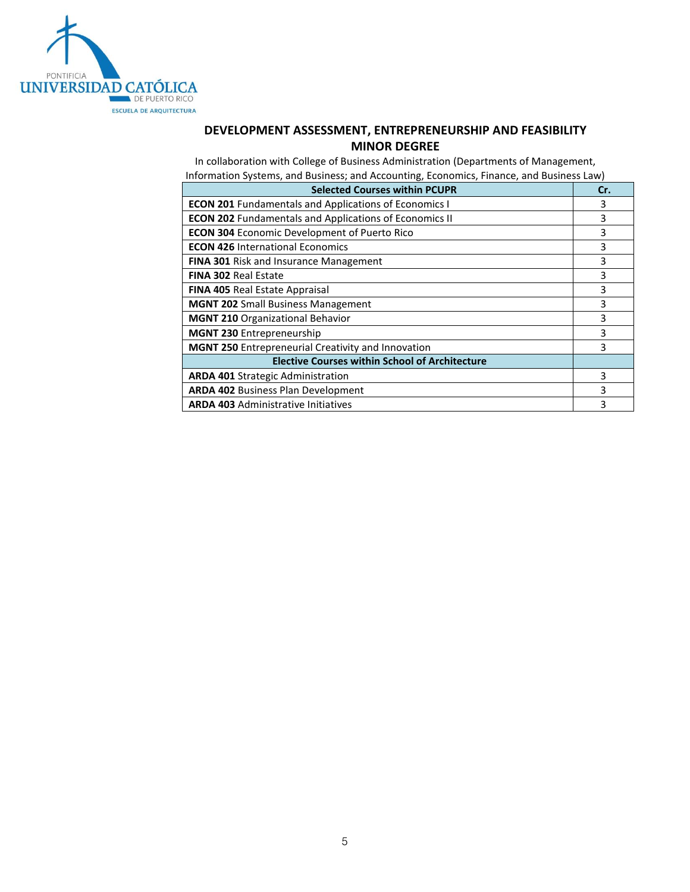PONTIFICIA UNIVERSIDAD CATÓLICA DE PUERTO RICO
ESCUELA DE ARQUITECTURA

## DEVELOPMENT ASSESSMENT, ENTREPRENEURSHIP AND FEASIBILITY MINOR DEGREE

In collaboration with College of Business Administration (Departments of Management, Information Systems, and Business; and Accounting, Economics, Finance, and Business Law)

| Selected Courses within PCUPR | Cr. |
| --- | --- |
| **ECON 201** Fundamentals and Applications of Economics I | 3 |
| **ECON 202** Fundamentals and Applications of Economics II | 3 |
| **ECON 304** Economic Development of Puerto Rico | 3 |
| **ECON 426** International Economics | 3 |
| **FINA 301** Risk and Insurance Management | 3 |
| **FINA 302** Real Estate | 3 |
| **FINA 405** Real Estate Appraisal | 3 |
| **MGNT 202** Small Business Management | 3 |
| **MGNT 210** Organizational Behavior | 3 |
| **MGNT 230** Entrepreneurship | 3 |
| **MGNT 250** Entrepreneurial Creativity and Innovation | 3 |
| **Elective Courses within School of Architecture** | |
| **ARDA 401** Strategic Administration | 3 |
| **ARDA 402** Business Plan Development | 3 |
| **ARDA 403** Administrative Initiatives | 3 |